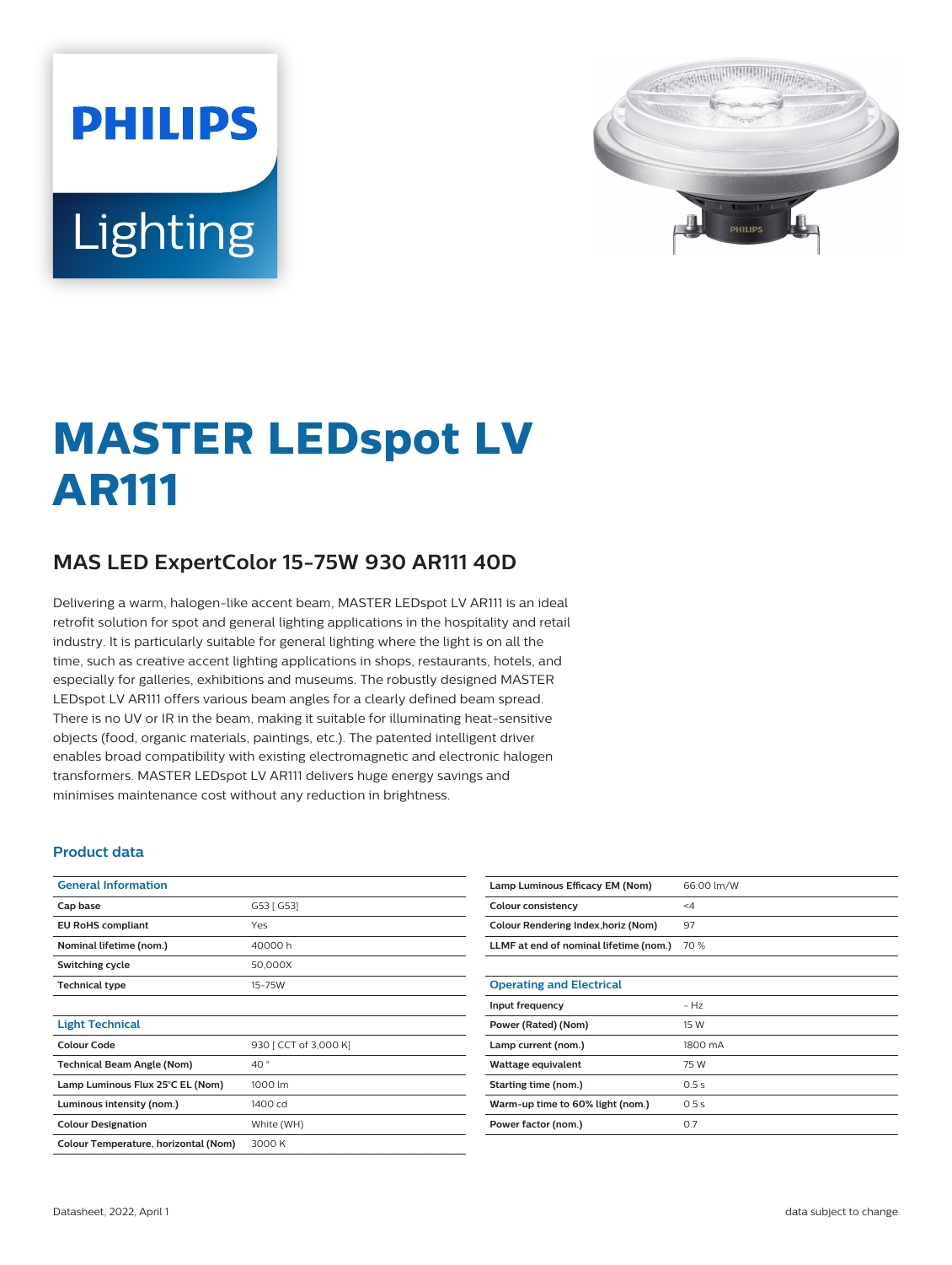PHILIPS

Lighting

# MASTER LEDspot LV AR111

## MAS LED ExpertColor 15-75W 930 AR111 40D

Delivering a warm, halogen-like accent beam, MASTER LEDspot LV AR111 is an ideal retrofit solution for spot and general lighting applications in the hospitality and retail industry. It is particularly suitable for general lighting where the light is on all the time, such as creative accent lighting applications in shops, restaurants, hotels, and especially for galleries, exhibitions and museums. The robustly designed MASTER LEDspot LV AR111 offers various beam angles for a clearly defined beam spread. There is no UV or IR in the beam, making it suitable for illuminating heat-sensitive objects (food, organic materials, paintings, etc.). The patented intelligent driver enables broad compatibility with existing electromagnetic and electronic halogen transformers. MASTER LEDspot LV AR111 delivers huge energy savings and minimises maintenance cost without any reduction in brightness.

### Product data

| General Information | |
|---|---|
| Cap base | G53 [ G53] |
| EU RoHS compliant | Yes |
| Nominal lifetime (nom.) | 40000 h |
| Switching cycle | 50,000X |
| Technical type | 15-75W |

| Light Technical | |
|---|---|
| Colour Code | 930 [ CCT of 3,000 K] |
| Technical Beam Angle (Nom) | 40 ° |
| Lamp Luminous Flux 25°C EL (Nom) | 1000 lm |
| Luminous intensity (nom.) | 1400 cd |
| Colour Designation | White (WH) |
| Colour Temperature, horizontal (Nom) | 3000 K |
| Lamp Luminous Efficacy EM (Nom) | 66.00 lm/W |
| Colour consistency | <4 |
| Colour Rendering Index,horiz (Nom) | 97 |
| LLMF at end of nominal lifetime (nom.) | 70 % |

| Operating and Electrical | |
|---|---|
| Input frequency | - Hz |
| Power (Rated) (Nom) | 15 W |
| Lamp current (nom.) | 1800 mA |
| Wattage equivalent | 75 W |
| Starting time (nom.) | 0.5 s |
| Warm-up time to 60% light (nom.) | 0.5 s |
| Power factor (nom.) | 0.7 |

Datasheet, 2022, April 1 data subject to change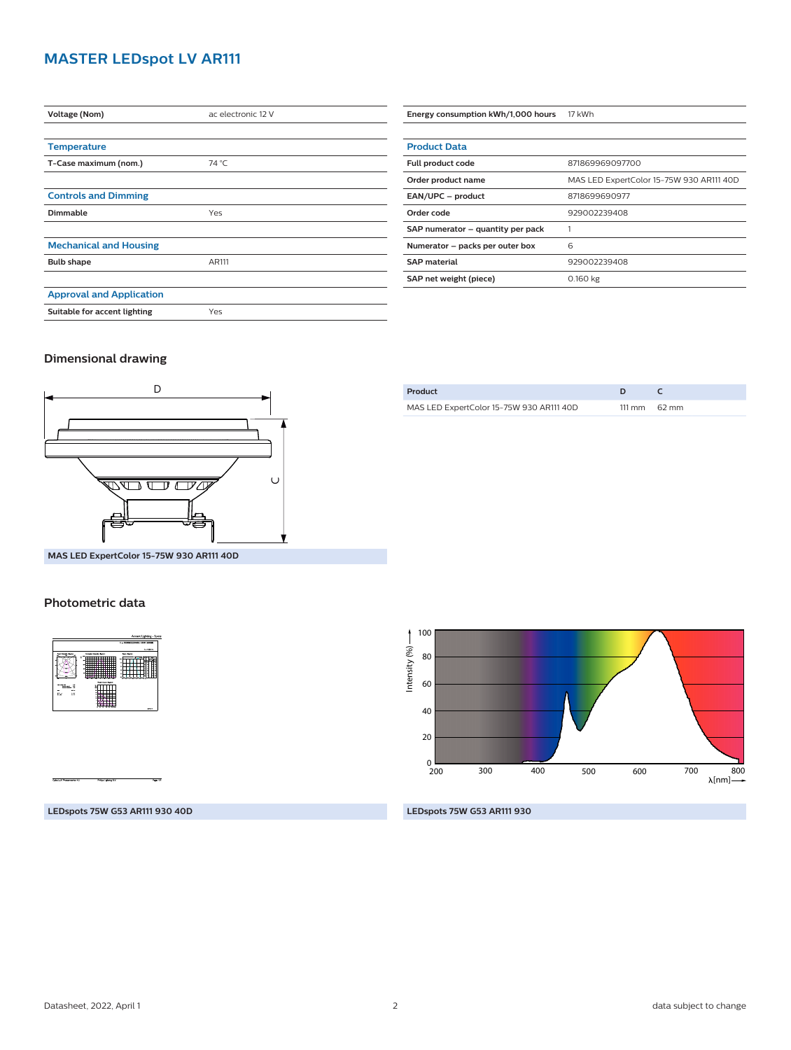# MASTER LEDspot LV AR111

| Voltage (Nom) | ac electronic 12 V |
|---|---|

| Temperature | |
|---|---|
| T-Case maximum (nom.) | 74 °C |

| Controls and Dimming | |
|---|---|
| Dimmable | Yes |

| Mechanical and Housing | |
|---|---|
| Bulb shape | AR111 |

| Approval and Application | |
|---|---|
| Suitable for accent lighting | Yes |

| Energy consumption kWh/1,000 hours | 17 kWh |
|---|---|

| Product Data | |
|---|---|
| Full product code | 871869969097700 |
| Order product name | MAS LED ExpertColor 15-75W 930 AR111 40D |
| EAN/UPC – product | 8718699690977 |
| Order code | 929002239408 |
| SAP numerator – quantity per pack | 1 |
| Numerator – packs per outer box | 6 |
| SAP material | 929002239408 |
| SAP net weight (piece) | 0.160 kg |

## Dimensional drawing

MAS LED ExpertColor 15-75W 930 AR111 40D

| Product | D | C |
|---|---|---|
| MAS LED ExpertColor 15-75W 930 AR111 40D | 111 mm | 62 mm |

## Photometric data

LEDspots 75W G53 AR111 930 40D

LEDspots 75W G53 AR111 930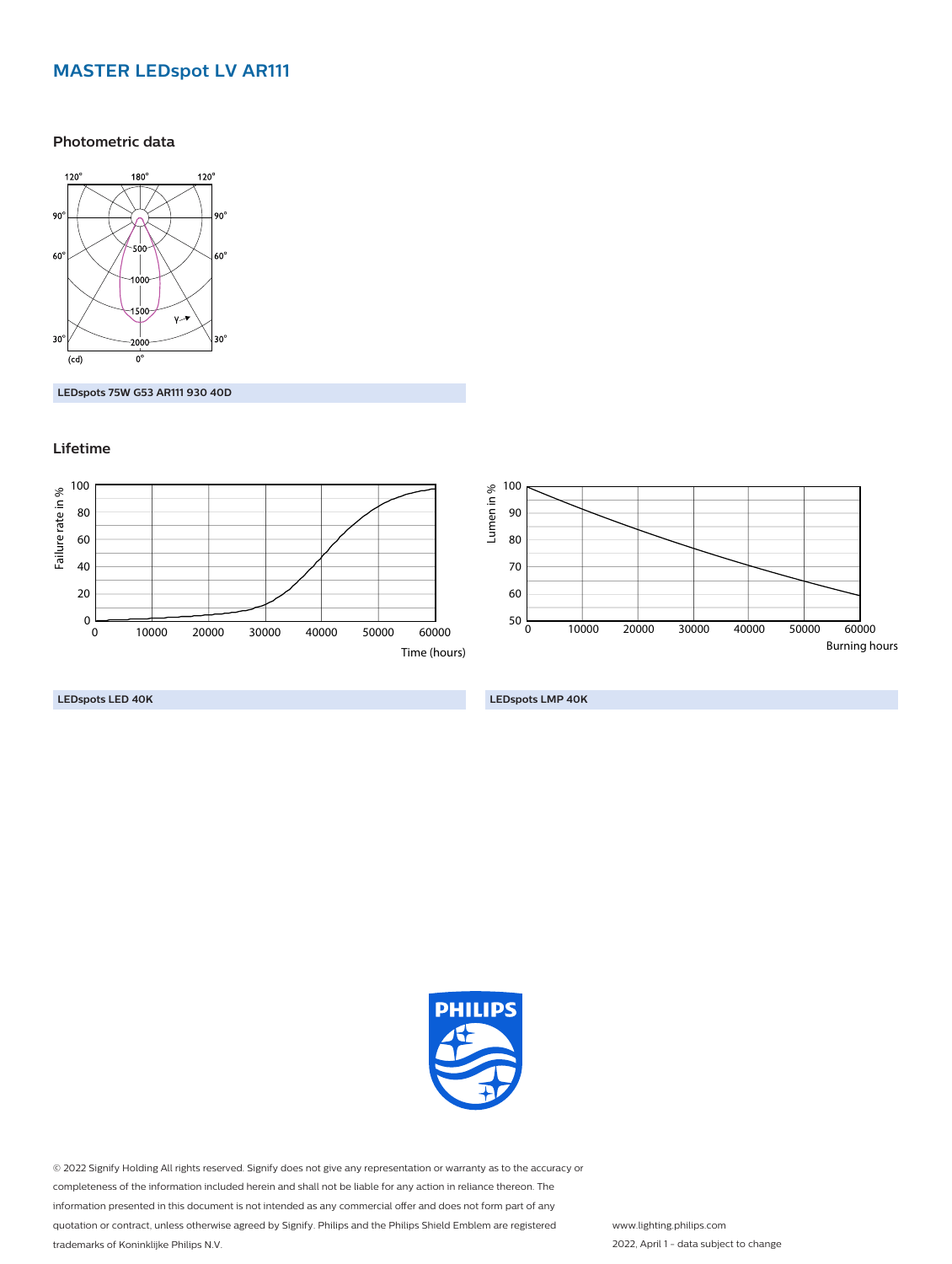# MASTER LEDspot LV AR111

## Photometric data

120° 180° 120°
90° 90°
60° 60°
30° 30°
500
1000
1500
2000
γ
(cd) 0°

LEDspots 75W G53 AR111 930 40D

## Lifetime

Failure rate in %
100
80
60
40
20
0
0 10000 20000 30000 40000 50000 60000
Time (hours)

LEDspots LED 40K

Lumen in %
100
90
80
70
60
50
0 10000 20000 30000 40000 50000 60000
Burning hours

LEDspots LMP 40K

© 2022 Signify Holding All rights reserved. Signify does not give any representation or warranty as to the accuracy or completeness of the information included herein and shall not be liable for any action in reliance thereon. The information presented in this document is not intended as any commercial offer and does not form part of any quotation or contract, unless otherwise agreed by Signify. Philips and the Philips Shield Emblem are registered trademarks of Koninklijke Philips N.V.

www.lighting.philips.com

2022, April 1 - data subject to change